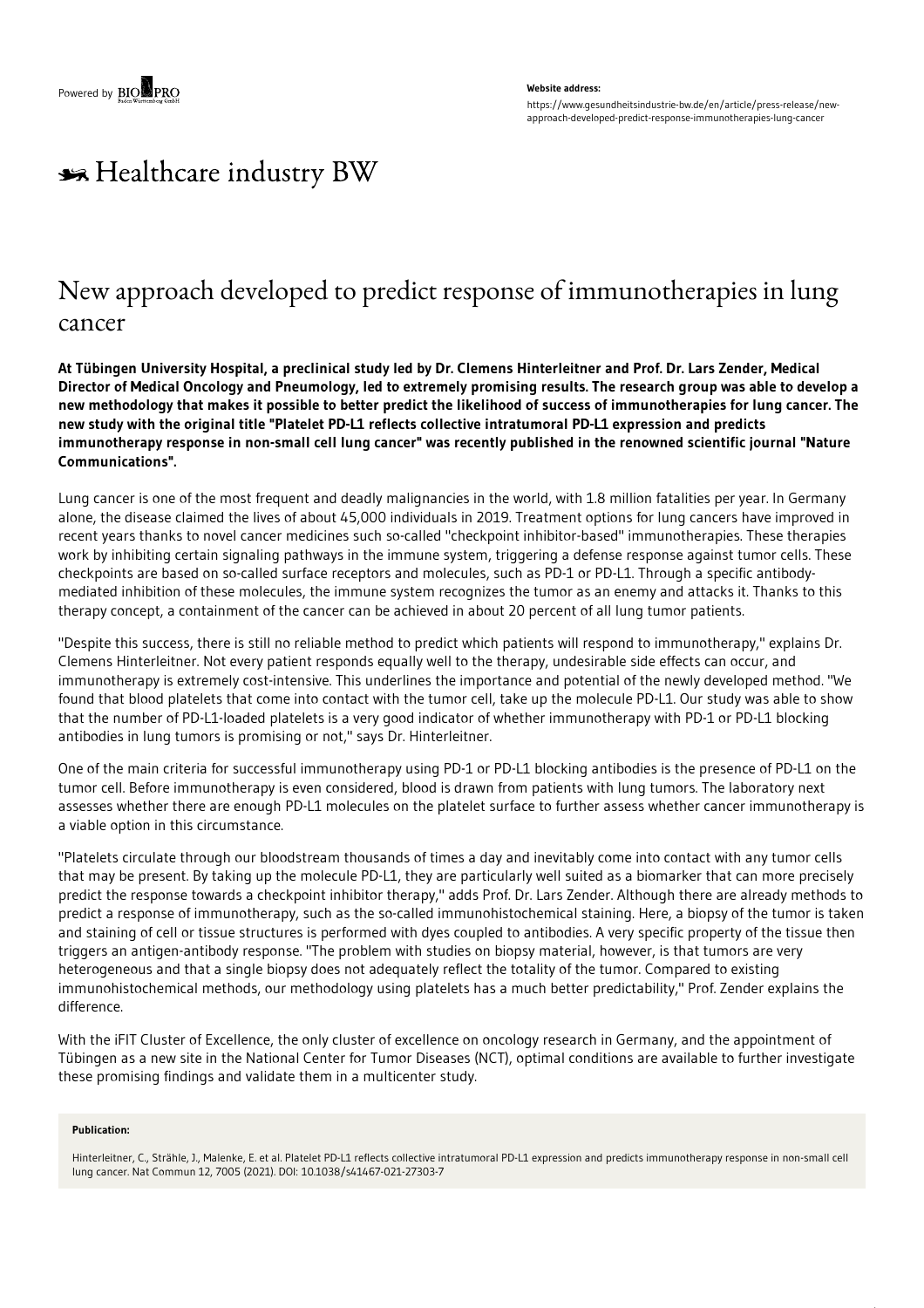Powered by BIOPRO

**Website address:**

https://www.gesundheitsindustrie-bw.de/en/article/press-release/new-approach-developed-predict-response-immunotherapies-lung-cancer

# Healthcare industry BW

## New approach developed to predict response of immunotherapies in lung cancer

**At Tübingen University Hospital, a preclinical study led by Dr. Clemens Hinterleitner and Prof. Dr. Lars Zender, Medical Director of Medical Oncology and Pneumology, led to extremely promising results. The research group was able to develop a new methodology that makes it possible to better predict the likelihood of success of immunotherapies for lung cancer. The new study with the original title "Platelet PD-L1 reflects collective intratumoral PD-L1 expression and predicts immunotherapy response in non-small cell lung cancer" was recently published in the renowned scientific journal "Nature Communications".**

Lung cancer is one of the most frequent and deadly malignancies in the world, with 1.8 million fatalities per year. In Germany alone, the disease claimed the lives of about 45,000 individuals in 2019. Treatment options for lung cancers have improved in recent years thanks to novel cancer medicines such so-called "checkpoint inhibitor-based" immunotherapies. These therapies work by inhibiting certain signaling pathways in the immune system, triggering a defense response against tumor cells. These checkpoints are based on so-called surface receptors and molecules, such as PD-1 or PD-L1. Through a specific antibody-mediated inhibition of these molecules, the immune system recognizes the tumor as an enemy and attacks it. Thanks to this therapy concept, a containment of the cancer can be achieved in about 20 percent of all lung tumor patients.

"Despite this success, there is still no reliable method to predict which patients will respond to immunotherapy," explains Dr. Clemens Hinterleitner. Not every patient responds equally well to the therapy, undesirable side effects can occur, and immunotherapy is extremely cost-intensive. This underlines the importance and potential of the newly developed method. "We found that blood platelets that come into contact with the tumor cell, take up the molecule PD-L1. Our study was able to show that the number of PD-L1-loaded platelets is a very good indicator of whether immunotherapy with PD-1 or PD-L1 blocking antibodies in lung tumors is promising or not," says Dr. Hinterleitner.

One of the main criteria for successful immunotherapy using PD-1 or PD-L1 blocking antibodies is the presence of PD-L1 on the tumor cell. Before immunotherapy is even considered, blood is drawn from patients with lung tumors. The laboratory next assesses whether there are enough PD-L1 molecules on the platelet surface to further assess whether cancer immunotherapy is a viable option in this circumstance.

"Platelets circulate through our bloodstream thousands of times a day and inevitably come into contact with any tumor cells that may be present. By taking up the molecule PD-L1, they are particularly well suited as a biomarker that can more precisely predict the response towards a checkpoint inhibitor therapy," adds Prof. Dr. Lars Zender. Although there are already methods to predict a response of immunotherapy, such as the so-called immunohistochemical staining. Here, a biopsy of the tumor is taken and staining of cell or tissue structures is performed with dyes coupled to antibodies. A very specific property of the tissue then triggers an antigen-antibody response. "The problem with studies on biopsy material, however, is that tumors are very heterogeneous and that a single biopsy does not adequately reflect the totality of the tumor. Compared to existing immunohistochemical methods, our methodology using platelets has a much better predictability," Prof. Zender explains the difference.

With the iFIT Cluster of Excellence, the only cluster of excellence on oncology research in Germany, and the appointment of Tübingen as a new site in the National Center for Tumor Diseases (NCT), optimal conditions are available to further investigate these promising findings and validate them in a multicenter study.

**Publication:**

Hinterleitner, C., Strähle, J., Malenke, E. et al. Platelet PD-L1 reflects collective intratumoral PD-L1 expression and predicts immunotherapy response in non-small cell lung cancer. Nat Commun 12, 7005 (2021). DOI: 10.1038/s41467-021-27303-7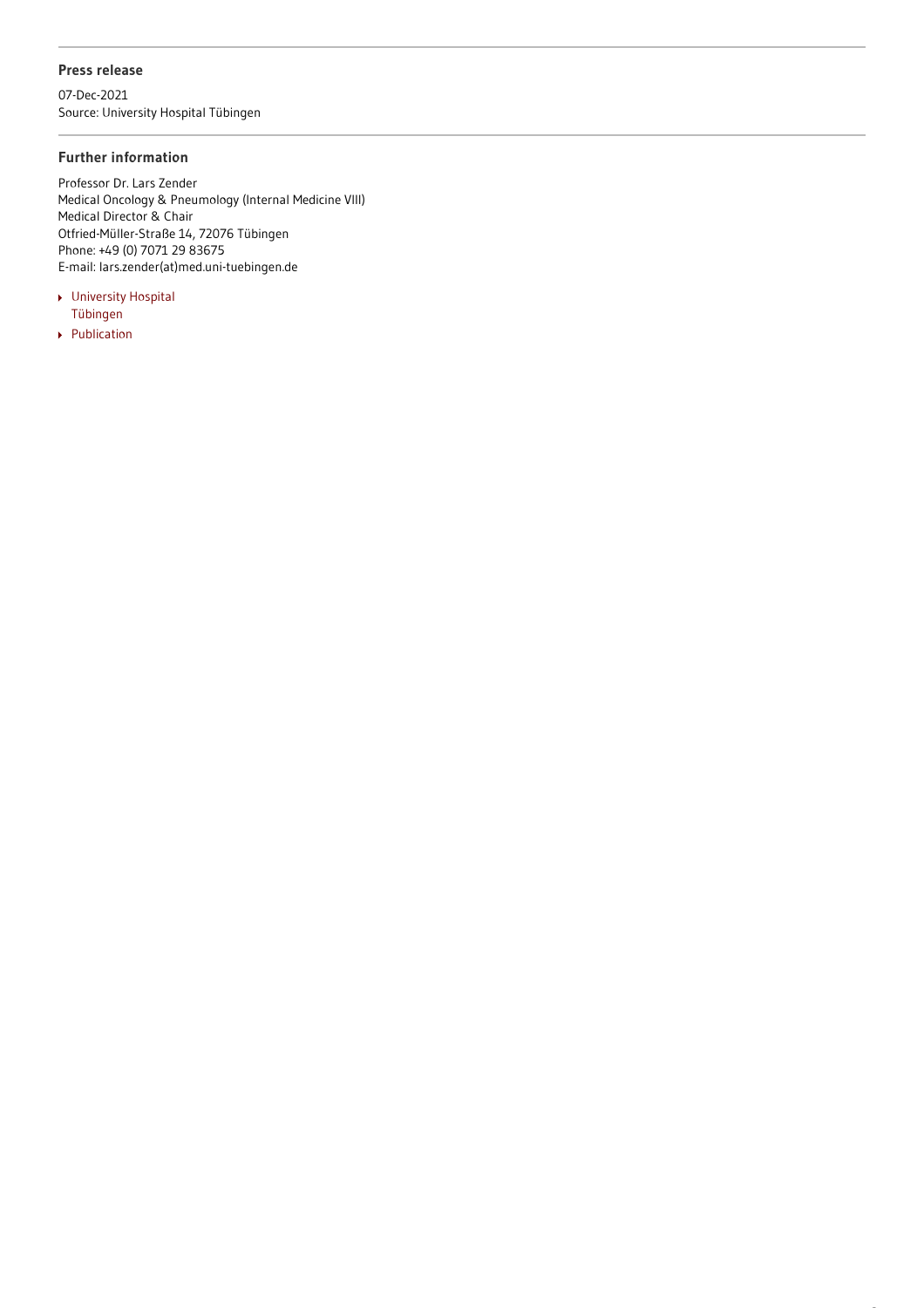**Press release**

07-Dec-2021
Source: University Hospital Tübingen

**Further information**

Professor Dr. Lars Zender
Medical Oncology & Pneumology (Internal Medicine VIII)
Medical Director & Chair
Otfried-Müller-Straße 14, 72076 Tübingen
Phone: +49 (0) 7071 29 83675
E-mail: lars.zender(at)med.uni-tuebingen.de

- University Hospital Tübingen
- Publication